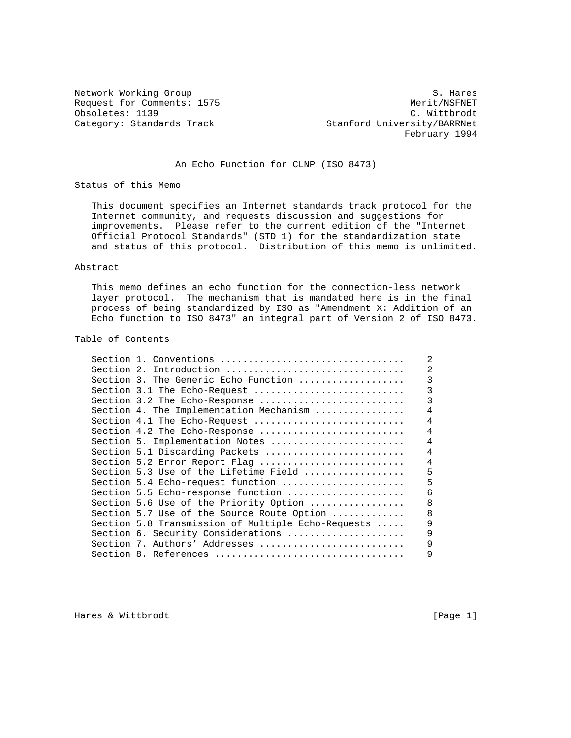Network Working Group S. Hares
Request for Comments: 1575 Merit/NSFNET
Obsoletes: 1139 C. Wittbrodt
Category: Standards Track Stanford University/BARRNet
February 1994

# An Echo Function for CLNP (ISO 8473)

## Status of this Memo

This document specifies an Internet standards track protocol for the Internet community, and requests discussion and suggestions for improvements. Please refer to the current edition of the "Internet Official Protocol Standards" (STD 1) for the standardization state and status of this protocol. Distribution of this memo is unlimited.

## Abstract

This memo defines an echo function for the connection-less network layer protocol. The mechanism that is mandated here is in the final process of being standardized by ISO as "Amendment X: Addition of an Echo function to ISO 8473" an integral part of Version 2 of ISO 8473.

## Table of Contents

| Section | Page |
|---|---|
| Section 1. Conventions | 2 |
| Section 2. Introduction | 2 |
| Section 3. The Generic Echo Function | 3 |
| Section 3.1 The Echo-Request | 3 |
| Section 3.2 The Echo-Response | 3 |
| Section 4. The Implementation Mechanism | 4 |
| Section 4.1 The Echo-Request | 4 |
| Section 4.2 The Echo-Response | 4 |
| Section 5. Implementation Notes | 4 |
| Section 5.1 Discarding Packets | 4 |
| Section 5.2 Error Report Flag | 4 |
| Section 5.3 Use of the Lifetime Field | 5 |
| Section 5.4 Echo-request function | 5 |
| Section 5.5 Echo-response function | 6 |
| Section 5.6 Use of the Priority Option | 8 |
| Section 5.7 Use of the Source Route Option | 8 |
| Section 5.8 Transmission of Multiple Echo-Requests | 9 |
| Section 6. Security Considerations | 9 |
| Section 7. Authors' Addresses | 9 |
| Section 8. References | 9 |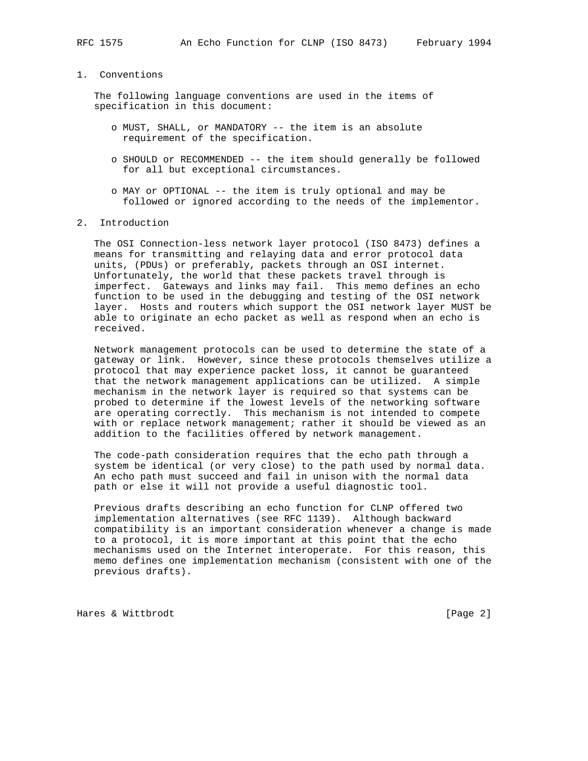## 1. Conventions

The following language conventions are used in the items of specification in this document:

- MUST, SHALL, or MANDATORY -- the item is an absolute requirement of the specification.
- SHOULD or RECOMMENDED -- the item should generally be followed for all but exceptional circumstances.
- MAY or OPTIONAL -- the item is truly optional and may be followed or ignored according to the needs of the implementor.

## 2. Introduction

The OSI Connection-less network layer protocol (ISO 8473) defines a means for transmitting and relaying data and error protocol data units, (PDUs) or preferably, packets through an OSI internet. Unfortunately, the world that these packets travel through is imperfect. Gateways and links may fail. This memo defines an echo function to be used in the debugging and testing of the OSI network layer. Hosts and routers which support the OSI network layer MUST be able to originate an echo packet as well as respond when an echo is received.

Network management protocols can be used to determine the state of a gateway or link. However, since these protocols themselves utilize a protocol that may experience packet loss, it cannot be guaranteed that the network management applications can be utilized. A simple mechanism in the network layer is required so that systems can be probed to determine if the lowest levels of the networking software are operating correctly. This mechanism is not intended to compete with or replace network management; rather it should be viewed as an addition to the facilities offered by network management.

The code-path consideration requires that the echo path through a system be identical (or very close) to the path used by normal data. An echo path must succeed and fail in unison with the normal data path or else it will not provide a useful diagnostic tool.

Previous drafts describing an echo function for CLNP offered two implementation alternatives (see RFC 1139). Although backward compatibility is an important consideration whenever a change is made to a protocol, it is more important at this point that the echo mechanisms used on the Internet interoperate. For this reason, this memo defines one implementation mechanism (consistent with one of the previous drafts).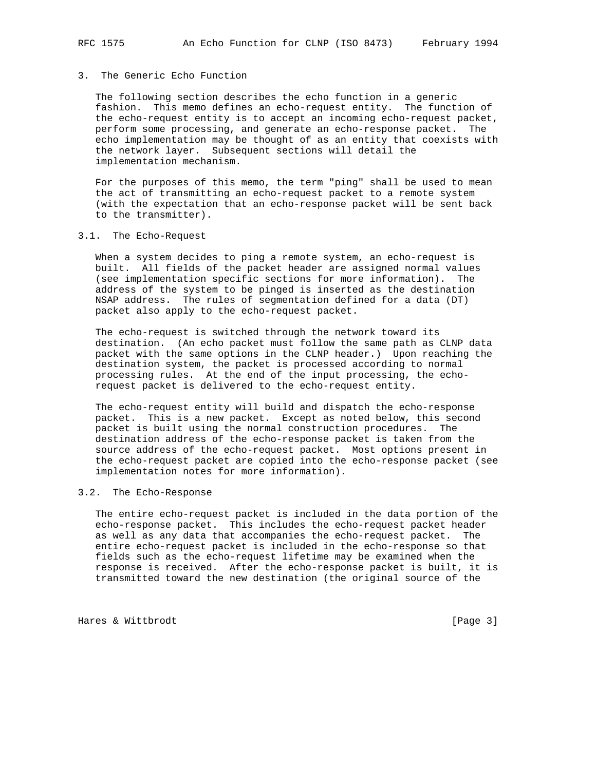## 3. The Generic Echo Function

The following section describes the echo function in a generic fashion. This memo defines an echo-request entity. The function of the echo-request entity is to accept an incoming echo-request packet, perform some processing, and generate an echo-response packet. The echo implementation may be thought of as an entity that coexists with the network layer. Subsequent sections will detail the implementation mechanism.

For the purposes of this memo, the term "ping" shall be used to mean the act of transmitting an echo-request packet to a remote system (with the expectation that an echo-response packet will be sent back to the transmitter).

### 3.1. The Echo-Request

When a system decides to ping a remote system, an echo-request is built. All fields of the packet header are assigned normal values (see implementation specific sections for more information). The address of the system to be pinged is inserted as the destination NSAP address. The rules of segmentation defined for a data (DT) packet also apply to the echo-request packet.

The echo-request is switched through the network toward its destination. (An echo packet must follow the same path as CLNP data packet with the same options in the CLNP header.) Upon reaching the destination system, the packet is processed according to normal processing rules. At the end of the input processing, the echo-request packet is delivered to the echo-request entity.

The echo-request entity will build and dispatch the echo-response packet. This is a new packet. Except as noted below, this second packet is built using the normal construction procedures. The destination address of the echo-response packet is taken from the source address of the echo-request packet. Most options present in the echo-request packet are copied into the echo-response packet (see implementation notes for more information).

### 3.2. The Echo-Response

The entire echo-request packet is included in the data portion of the echo-response packet. This includes the echo-request packet header as well as any data that accompanies the echo-request packet. The entire echo-request packet is included in the echo-response so that fields such as the echo-request lifetime may be examined when the response is received. After the echo-response packet is built, it is transmitted toward the new destination (the original source of the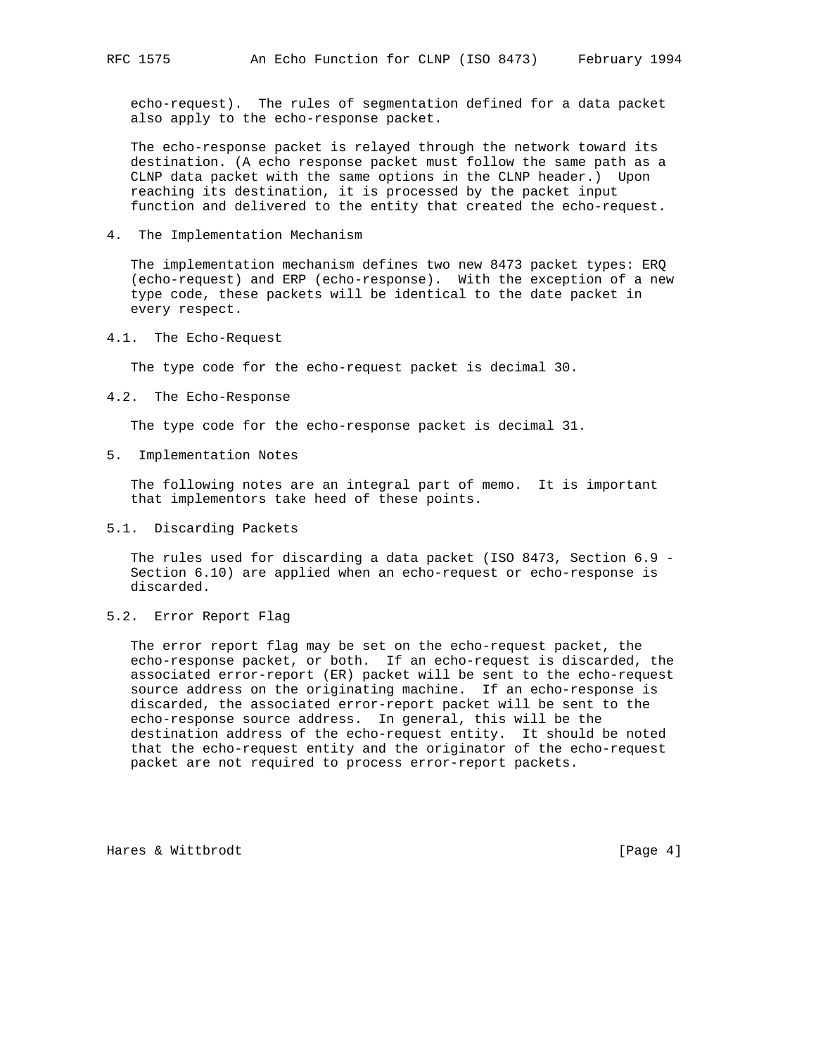echo-request). The rules of segmentation defined for a data packet also apply to the echo-response packet.

The echo-response packet is relayed through the network toward its destination. (A echo response packet must follow the same path as a CLNP data packet with the same options in the CLNP header.) Upon reaching its destination, it is processed by the packet input function and delivered to the entity that created the echo-request.

## 4. The Implementation Mechanism

The implementation mechanism defines two new 8473 packet types: ERQ (echo-request) and ERP (echo-response). With the exception of a new type code, these packets will be identical to the date packet in every respect.

### 4.1. The Echo-Request

The type code for the echo-request packet is decimal 30.

### 4.2. The Echo-Response

The type code for the echo-response packet is decimal 31.

## 5. Implementation Notes

The following notes are an integral part of memo. It is important that implementors take heed of these points.

### 5.1. Discarding Packets

The rules used for discarding a data packet (ISO 8473, Section 6.9 - Section 6.10) are applied when an echo-request or echo-response is discarded.

### 5.2. Error Report Flag

The error report flag may be set on the echo-request packet, the echo-response packet, or both. If an echo-request is discarded, the associated error-report (ER) packet will be sent to the echo-request source address on the originating machine. If an echo-response is discarded, the associated error-report packet will be sent to the echo-response source address. In general, this will be the destination address of the echo-request entity. It should be noted that the echo-request entity and the originator of the echo-request packet are not required to process error-report packets.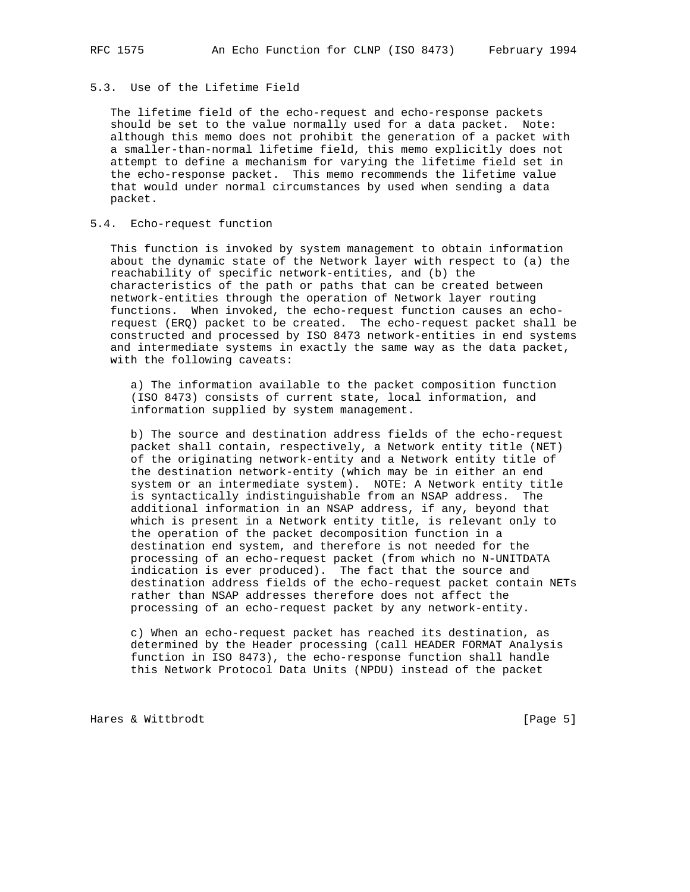### 5.3. Use of the Lifetime Field

The lifetime field of the echo-request and echo-response packets should be set to the value normally used for a data packet. Note: although this memo does not prohibit the generation of a packet with a smaller-than-normal lifetime field, this memo explicitly does not attempt to define a mechanism for varying the lifetime field set in the echo-response packet. This memo recommends the lifetime value that would under normal circumstances by used when sending a data packet.

### 5.4. Echo-request function

This function is invoked by system management to obtain information about the dynamic state of the Network layer with respect to (a) the reachability of specific network-entities, and (b) the characteristics of the path or paths that can be created between network-entities through the operation of Network layer routing functions. When invoked, the echo-request function causes an echo-request (ERQ) packet to be created. The echo-request packet shall be constructed and processed by ISO 8473 network-entities in end systems and intermediate systems in exactly the same way as the data packet, with the following caveats:

a) The information available to the packet composition function (ISO 8473) consists of current state, local information, and information supplied by system management.

b) The source and destination address fields of the echo-request packet shall contain, respectively, a Network entity title (NET) of the originating network-entity and a Network entity title of the destination network-entity (which may be in either an end system or an intermediate system). NOTE: A Network entity title is syntactically indistinguishable from an NSAP address. The additional information in an NSAP address, if any, beyond that which is present in a Network entity title, is relevant only to the operation of the packet decomposition function in a destination end system, and therefore is not needed for the processing of an echo-request packet (from which no N-UNITDATA indication is ever produced). The fact that the source and destination address fields of the echo-request packet contain NETs rather than NSAP addresses therefore does not affect the processing of an echo-request packet by any network-entity.

c) When an echo-request packet has reached its destination, as determined by the Header processing (call HEADER FORMAT Analysis function in ISO 8473), the echo-response function shall handle this Network Protocol Data Units (NPDU) instead of the packet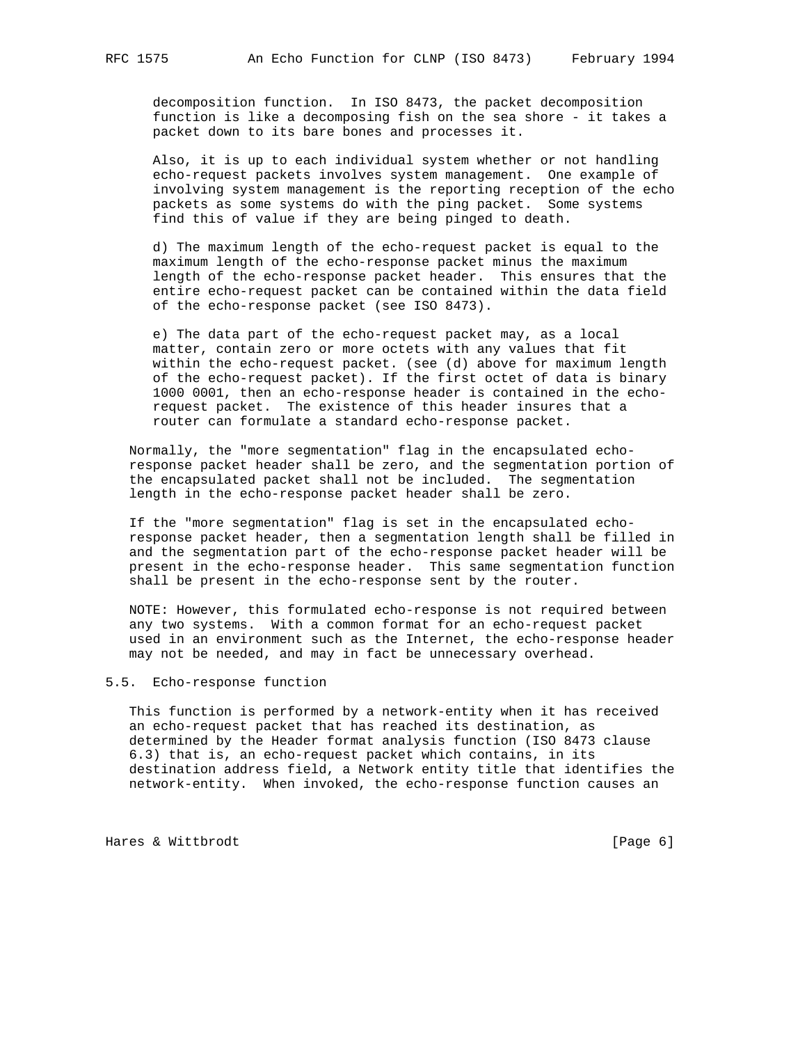decomposition function. In ISO 8473, the packet decomposition function is like a decomposing fish on the sea shore - it takes a packet down to its bare bones and processes it.

Also, it is up to each individual system whether or not handling echo-request packets involves system management. One example of involving system management is the reporting reception of the echo packets as some systems do with the ping packet. Some systems find this of value if they are being pinged to death.

d) The maximum length of the echo-request packet is equal to the maximum length of the echo-response packet minus the maximum length of the echo-response packet header. This ensures that the entire echo-request packet can be contained within the data field of the echo-response packet (see ISO 8473).

e) The data part of the echo-request packet may, as a local matter, contain zero or more octets with any values that fit within the echo-request packet. (see (d) above for maximum length of the echo-request packet). If the first octet of data is binary 1000 0001, then an echo-response header is contained in the echo-request packet. The existence of this header insures that a router can formulate a standard echo-response packet.

Normally, the "more segmentation" flag in the encapsulated echo-response packet header shall be zero, and the segmentation portion of the encapsulated packet shall not be included. The segmentation length in the echo-response packet header shall be zero.

If the "more segmentation" flag is set in the encapsulated echo-response packet header, then a segmentation length shall be filled in and the segmentation part of the echo-response packet header will be present in the echo-response header. This same segmentation function shall be present in the echo-response sent by the router.

NOTE: However, this formulated echo-response is not required between any two systems. With a common format for an echo-request packet used in an environment such as the Internet, the echo-response header may not be needed, and may in fact be unnecessary overhead.

## 5.5. Echo-response function

This function is performed by a network-entity when it has received an echo-request packet that has reached its destination, as determined by the Header format analysis function (ISO 8473 clause 6.3) that is, an echo-request packet which contains, in its destination address field, a Network entity title that identifies the network-entity. When invoked, the echo-response function causes an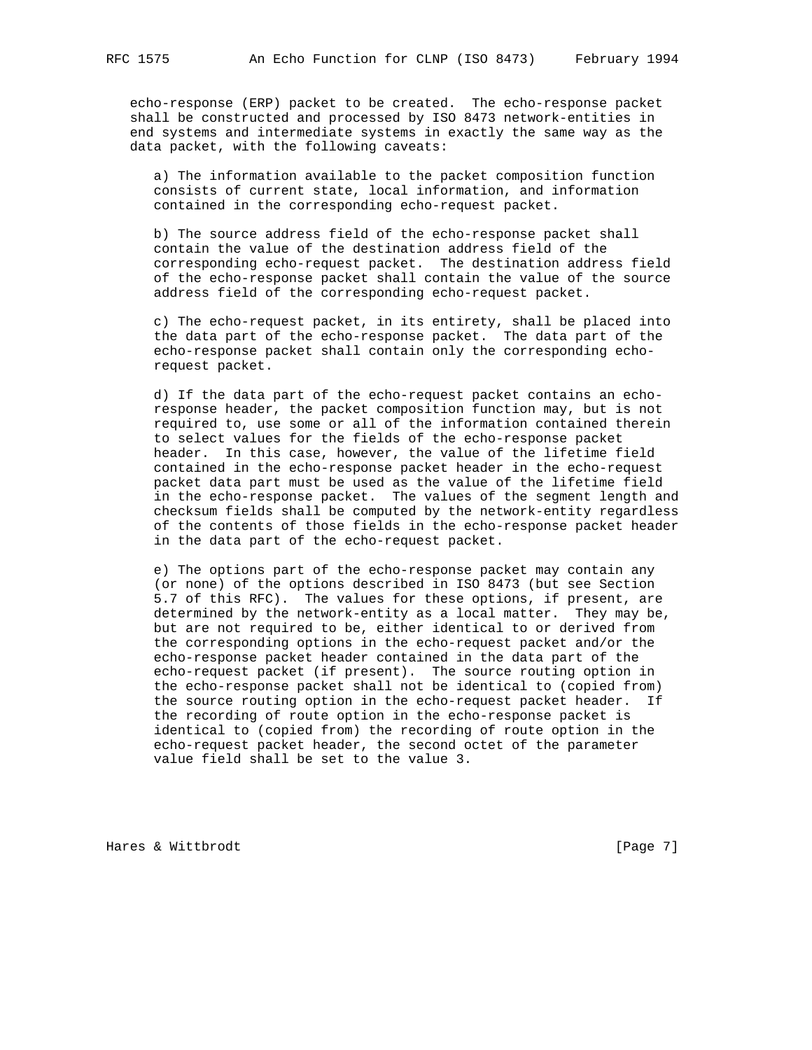echo-response (ERP) packet to be created. The echo-response packet shall be constructed and processed by ISO 8473 network-entities in end systems and intermediate systems in exactly the same way as the data packet, with the following caveats:

a) The information available to the packet composition function consists of current state, local information, and information contained in the corresponding echo-request packet.

b) The source address field of the echo-response packet shall contain the value of the destination address field of the corresponding echo-request packet. The destination address field of the echo-response packet shall contain the value of the source address field of the corresponding echo-request packet.

c) The echo-request packet, in its entirety, shall be placed into the data part of the echo-response packet. The data part of the echo-response packet shall contain only the corresponding echo-request packet.

d) If the data part of the echo-request packet contains an echo-response header, the packet composition function may, but is not required to, use some or all of the information contained therein to select values for the fields of the echo-response packet header. In this case, however, the value of the lifetime field contained in the echo-response packet header in the echo-request packet data part must be used as the value of the lifetime field in the echo-response packet. The values of the segment length and checksum fields shall be computed by the network-entity regardless of the contents of those fields in the echo-response packet header in the data part of the echo-request packet.

e) The options part of the echo-response packet may contain any (or none) of the options described in ISO 8473 (but see Section 5.7 of this RFC). The values for these options, if present, are determined by the network-entity as a local matter. They may be, but are not required to be, either identical to or derived from the corresponding options in the echo-request packet and/or the echo-response packet header contained in the data part of the echo-request packet (if present). The source routing option in the echo-response packet shall not be identical to (copied from) the source routing option in the echo-request packet header. If the recording of route option in the echo-response packet is identical to (copied from) the recording of route option in the echo-request packet header, the second octet of the parameter value field shall be set to the value 3.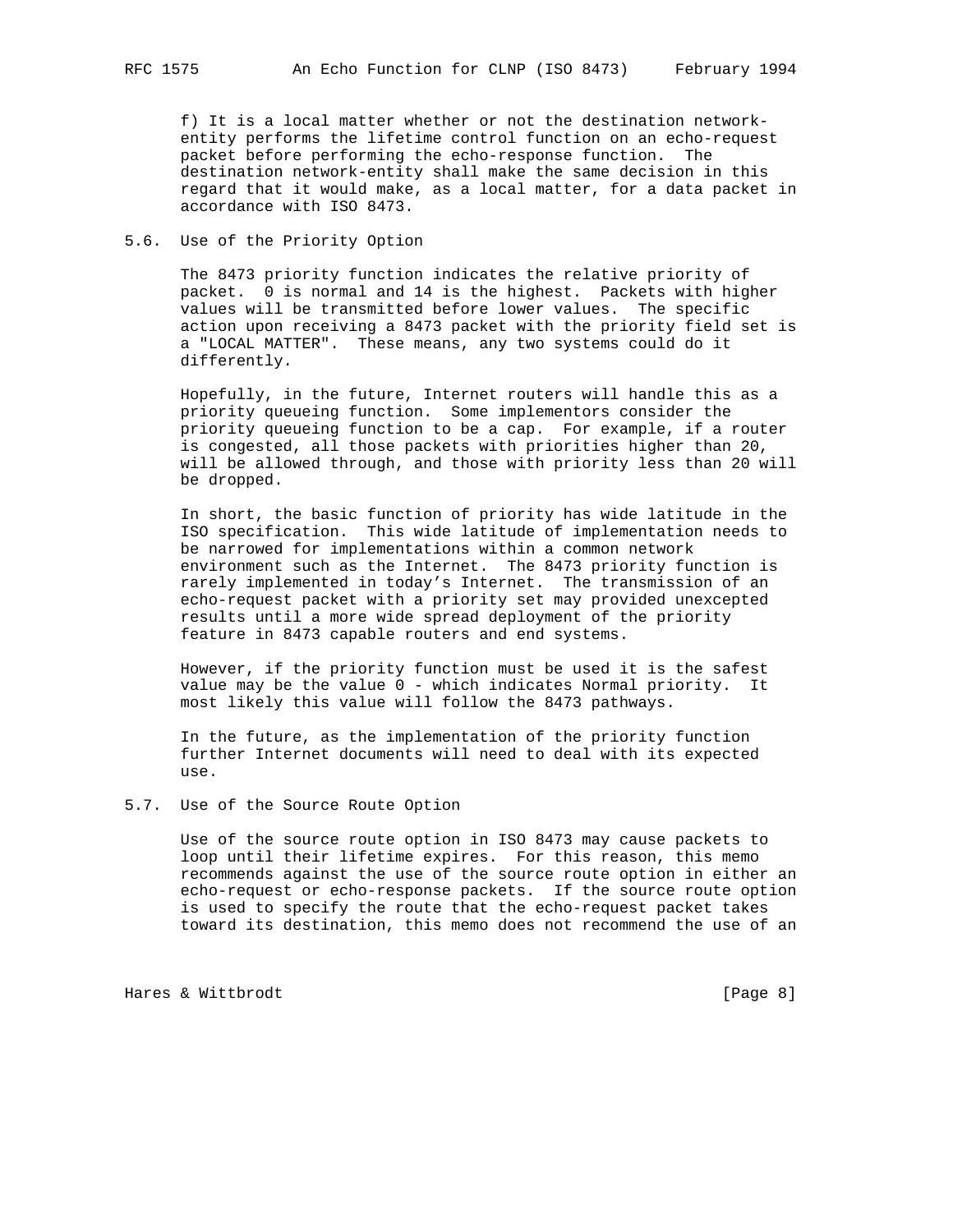f) It is a local matter whether or not the destination network-entity performs the lifetime control function on an echo-request packet before performing the echo-response function. The destination network-entity shall make the same decision in this regard that it would make, as a local matter, for a data packet in accordance with ISO 8473.

## 5.6. Use of the Priority Option

The 8473 priority function indicates the relative priority of packet. 0 is normal and 14 is the highest. Packets with higher values will be transmitted before lower values. The specific action upon receiving a 8473 packet with the priority field set is a "LOCAL MATTER". These means, any two systems could do it differently.

Hopefully, in the future, Internet routers will handle this as a priority queueing function. Some implementors consider the priority queueing function to be a cap. For example, if a router is congested, all those packets with priorities higher than 20, will be allowed through, and those with priority less than 20 will be dropped.

In short, the basic function of priority has wide latitude in the ISO specification. This wide latitude of implementation needs to be narrowed for implementations within a common network environment such as the Internet. The 8473 priority function is rarely implemented in today's Internet. The transmission of an echo-request packet with a priority set may provided unexcepted results until a more wide spread deployment of the priority feature in 8473 capable routers and end systems.

However, if the priority function must be used it is the safest value may be the value 0 - which indicates Normal priority. It most likely this value will follow the 8473 pathways.

In the future, as the implementation of the priority function further Internet documents will need to deal with its expected use.

## 5.7. Use of the Source Route Option

Use of the source route option in ISO 8473 may cause packets to loop until their lifetime expires. For this reason, this memo recommends against the use of the source route option in either an echo-request or echo-response packets. If the source route option is used to specify the route that the echo-request packet takes toward its destination, this memo does not recommend the use of an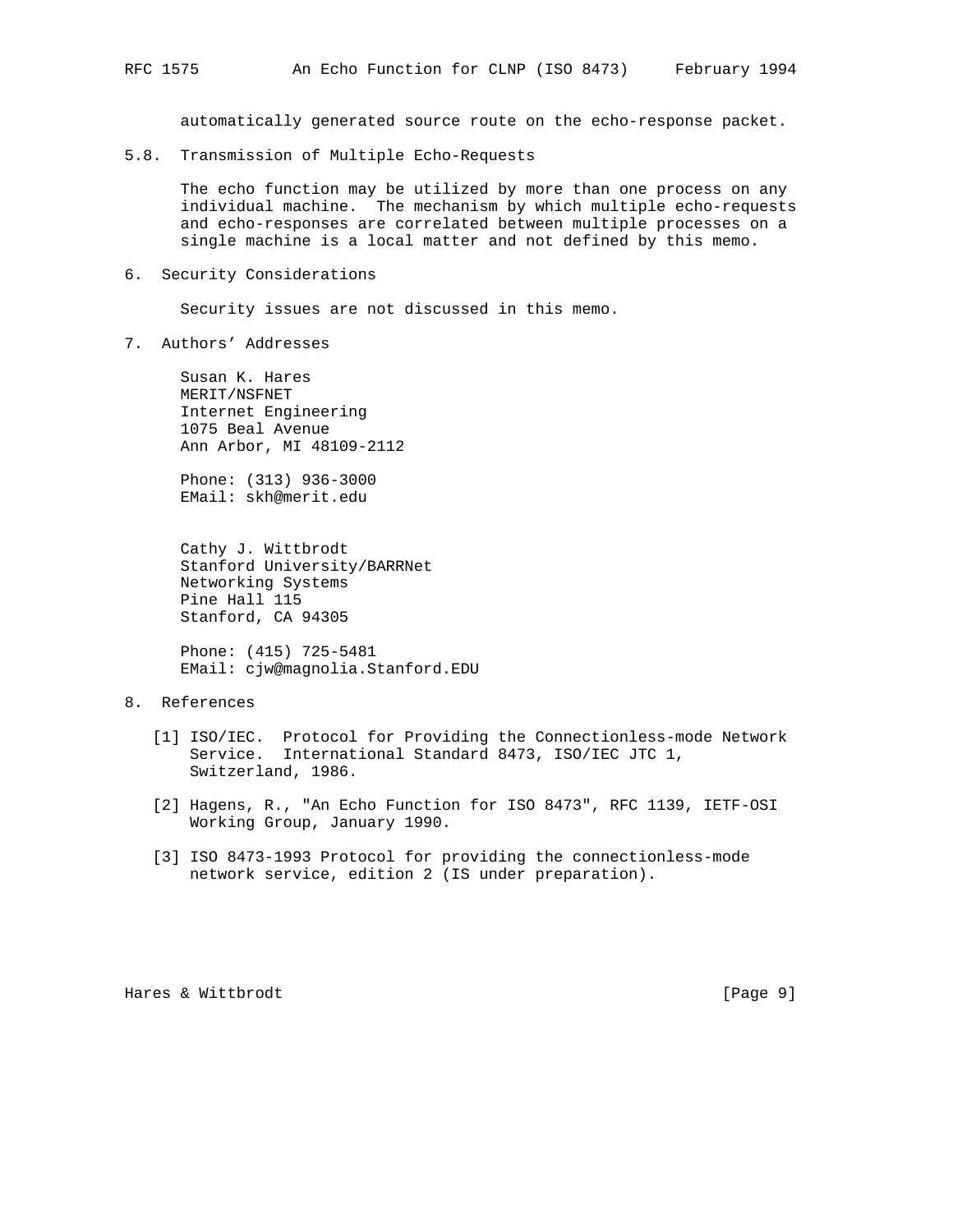automatically generated source route on the echo-response packet.

### 5.8. Transmission of Multiple Echo-Requests

The echo function may be utilized by more than one process on any individual machine. The mechanism by which multiple echo-requests and echo-responses are correlated between multiple processes on a single machine is a local matter and not defined by this memo.

## 6. Security Considerations

Security issues are not discussed in this memo.

## 7. Authors' Addresses

Susan K. Hares
MERIT/NSFNET
Internet Engineering
1075 Beal Avenue
Ann Arbor, MI 48109-2112

Phone: (313) 936-3000
EMail: skh@merit.edu

Cathy J. Wittbrodt
Stanford University/BARRNet
Networking Systems
Pine Hall 115
Stanford, CA 94305

Phone: (415) 725-5481
EMail: cjw@magnolia.Stanford.EDU

## 8. References

[1] ISO/IEC. Protocol for Providing the Connectionless-mode Network Service. International Standard 8473, ISO/IEC JTC 1, Switzerland, 1986.

[2] Hagens, R., "An Echo Function for ISO 8473", RFC 1139, IETF-OSI Working Group, January 1990.

[3] ISO 8473-1993 Protocol for providing the connectionless-mode network service, edition 2 (IS under preparation).